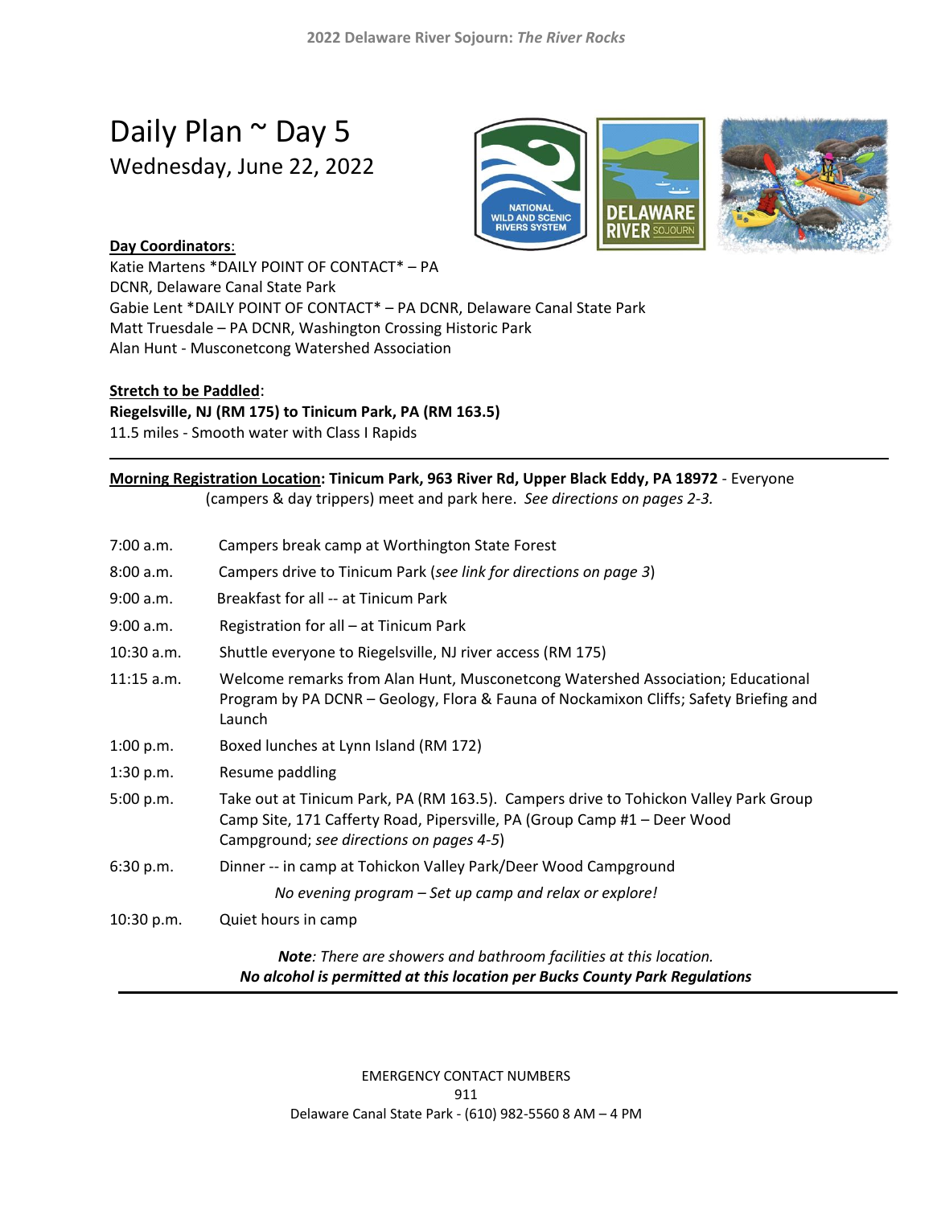# Daily Plan ~ Day 5

## Wednesday, June 22, 2022

**Day Coordinators**:

Katie Martens *DAILY POINT OF CONTACT* – PA DCNR, Delaware Canal State Park
Gabie Lent *DAILY POINT OF CONTACT* – PA DCNR, Delaware Canal State Park
Matt Truesdale – PA DCNR, Washington Crossing Historic Park
Alan Hunt - Musconetcong Watershed Association

**Stretch to be Paddled**:
**Riegelsville, NJ (RM 175) to Tinicum Park, PA (RM 163.5)**
11.5 miles - Smooth water with Class I Rapids

---

**Morning Registration Location: Tinicum Park, 963 River Rd, Upper Black Eddy, PA 18972** - Everyone (campers & day trippers) meet and park here. *See directions on pages 2-3.*

| | |
|---|---|
| 7:00 a.m. | Campers break camp at Worthington State Forest |
| 8:00 a.m. | Campers drive to Tinicum Park (*see link for directions on page 3*) |
| 9:00 a.m. | Breakfast for all -- at Tinicum Park |
| 9:00 a.m. | Registration for all – at Tinicum Park |
| 10:30 a.m. | Shuttle everyone to Riegelsville, NJ river access (RM 175) |
| 11:15 a.m. | Welcome remarks from Alan Hunt, Musconetcong Watershed Association; Educational Program by PA DCNR – Geology, Flora & Fauna of Nockamixon Cliffs; Safety Briefing and Launch |
| 1:00 p.m. | Boxed lunches at Lynn Island (RM 172) |
| 1:30 p.m. | Resume paddling |
| 5:00 p.m. | Take out at Tinicum Park, PA (RM 163.5). Campers drive to Tohickon Valley Park Group Camp Site, 171 Cafferty Road, Pipersville, PA (Group Camp #1 – Deer Wood Campground; *see directions on pages 4-5*) |
| 6:30 p.m. | Dinner -- in camp at Tohickon Valley Park/Deer Wood Campground |
| | *No evening program – Set up camp and relax or explore!* |
| 10:30 p.m. | Quiet hours in camp |

***Note**: There are showers and bathroom facilities at this location.*
***No alcohol is permitted at this location per Bucks County Park Regulations***

---

EMERGENCY CONTACT NUMBERS
911
Delaware Canal State Park - (610) 982-5560 8 AM – 4 PM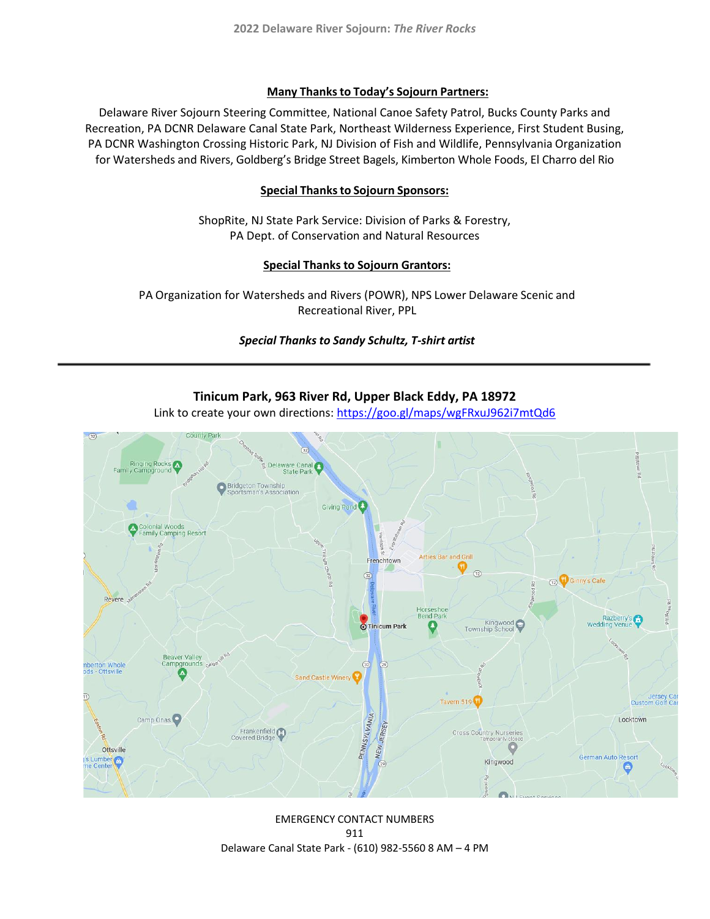**Many Thanks to Today's Sojourn Partners:**

Delaware River Sojourn Steering Committee, National Canoe Safety Patrol, Bucks County Parks and Recreation, PA DCNR Delaware Canal State Park, Northeast Wilderness Experience, First Student Busing, PA DCNR Washington Crossing Historic Park, NJ Division of Fish and Wildlife, Pennsylvania Organization for Watersheds and Rivers, Goldberg's Bridge Street Bagels, Kimberton Whole Foods, El Charro del Rio

**Special Thanks to Sojourn Sponsors:**

ShopRite, NJ State Park Service: Division of Parks & Forestry, PA Dept. of Conservation and Natural Resources

**Special Thanks to Sojourn Grantors:**

PA Organization for Watersheds and Rivers (POWR), NPS Lower Delaware Scenic and Recreational River, PPL

***Special Thanks to Sandy Schultz, T-shirt artist***

---

**Tinicum Park, 963 River Rd, Upper Black Eddy, PA 18972**

Link to create your own directions: https://goo.gl/maps/wgFRxuJ962i7mtQd6

EMERGENCY CONTACT NUMBERS

911

Delaware Canal State Park - (610) 982-5560 8 AM – 4 PM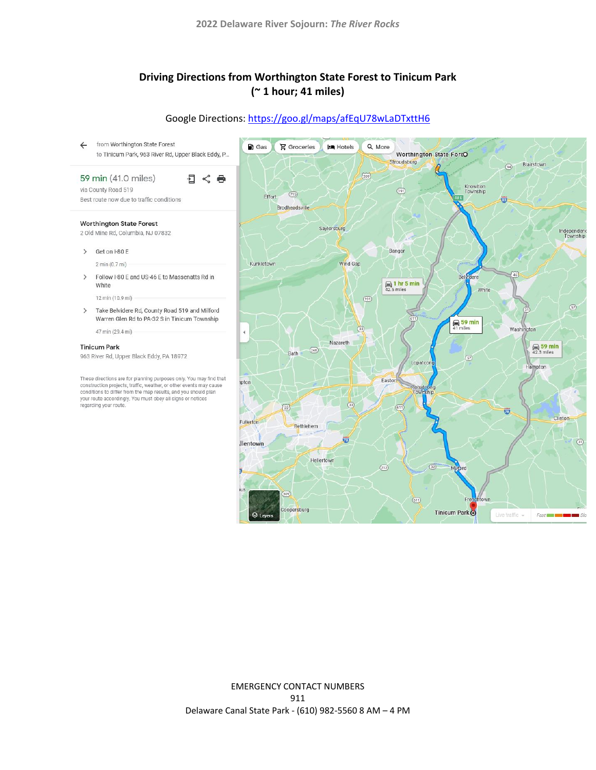## Driving Directions from Worthington State Forest to Tinicum Park
## (~ 1 hour; 41 miles)

Google Directions: [https://goo.gl/maps/afEqU78wLaDTxttH6](https://goo.gl/maps/afEqU78wLaDTxttH6)

from Worthington State Forest
to Tinicum Park, 963 River Rd, Upper Black Eddy, P...

59 min (41.0 miles)
via County Road 519
Best route now due to traffic conditions

**Worthington State Forest**
2 Old Mine Rd, Columbia, NJ 07832

- Get on I-80 E
  2 min (0.7 mi)
- Follow I-80 E and US-46 E to Massenatts Rd in White
  12 min (10.9 mi)
- Take Belvidere Rd, County Road 519 and Milford Warren Glen Rd to PA-32 S in Tinicum Township
  47 min (29.4 mi)

**Tinicum Park**
963 River Rd, Upper Black Eddy, PA 18972

These directions are for planning purposes only. You may find that construction projects, traffic, weather, or other events may cause conditions to differ from the map results, and you should plan your route accordingly. You must obey all signs or notices regarding your route.

EMERGENCY CONTACT NUMBERS
911
Delaware Canal State Park - (610) 982-5560 8 AM – 4 PM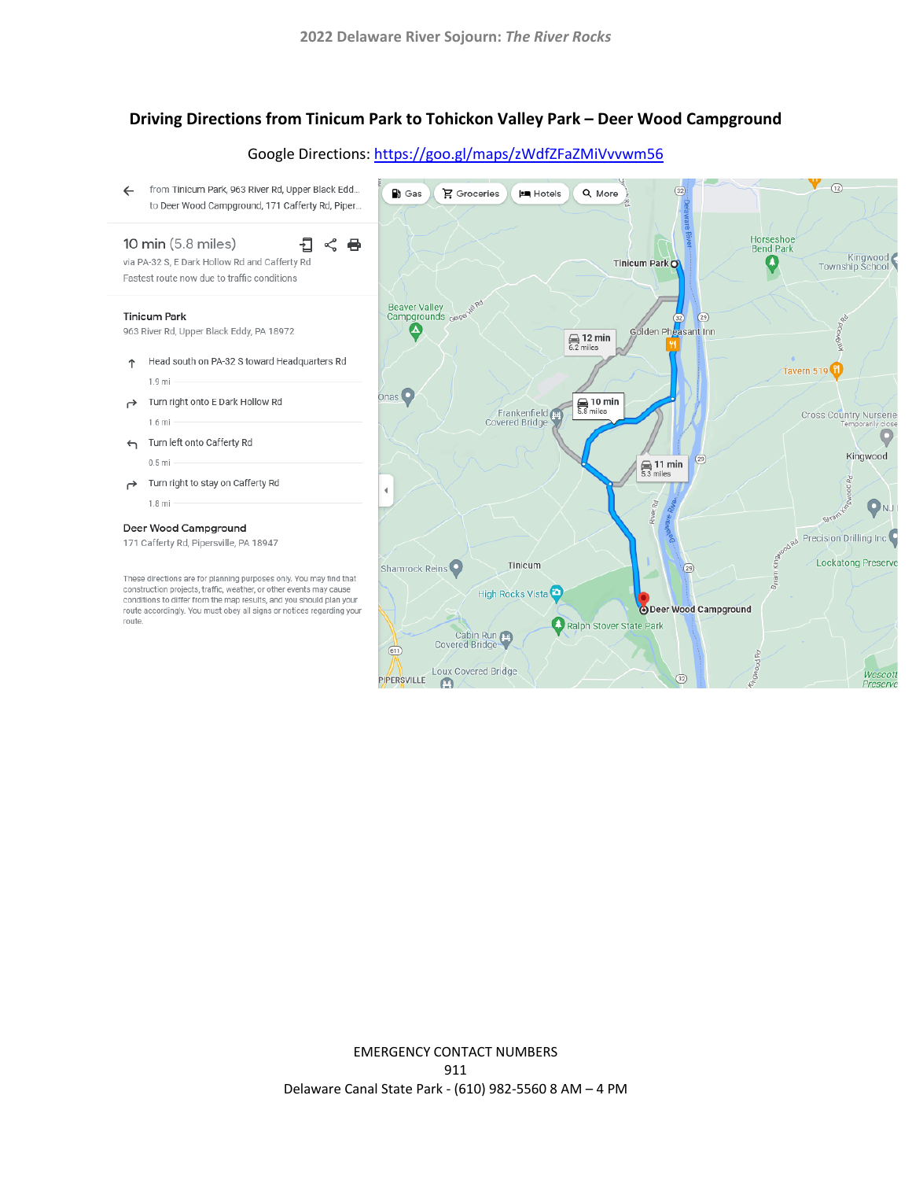## Driving Directions from Tinicum Park to Tohickon Valley Park – Deer Wood Campground

Google Directions: https://goo.gl/maps/zWdfZFaZMiVvvwm56

from Tinicum Park, 963 River Rd, Upper Black Edd...
to Deer Wood Campground, 171 Cafferty Rd, Piper...

10 min (5.8 miles)
via PA-32 S, E Dark Hollow Rd and Cafferty Rd
Fastest route now due to traffic conditions

**Tinicum Park**
963 River Rd, Upper Black Eddy, PA 18972

- Head south on PA-32 S toward Headquarters Rd
  1.9 mi
- Turn right onto E Dark Hollow Rd
  1.6 mi
- Turn left onto Cafferty Rd
  0.5 mi
- Turn right to stay on Cafferty Rd
  1.8 mi

**Deer Wood Campground**
171 Cafferty Rd, Pipersville, PA 18947

These directions are for planning purposes only. You may find that construction projects, traffic, weather, or other events may cause conditions to differ from the map results, and you should plan your route accordingly. You must obey all signs or notices regarding your route.

EMERGENCY CONTACT NUMBERS
911
Delaware Canal State Park - (610) 982-5560 8 AM – 4 PM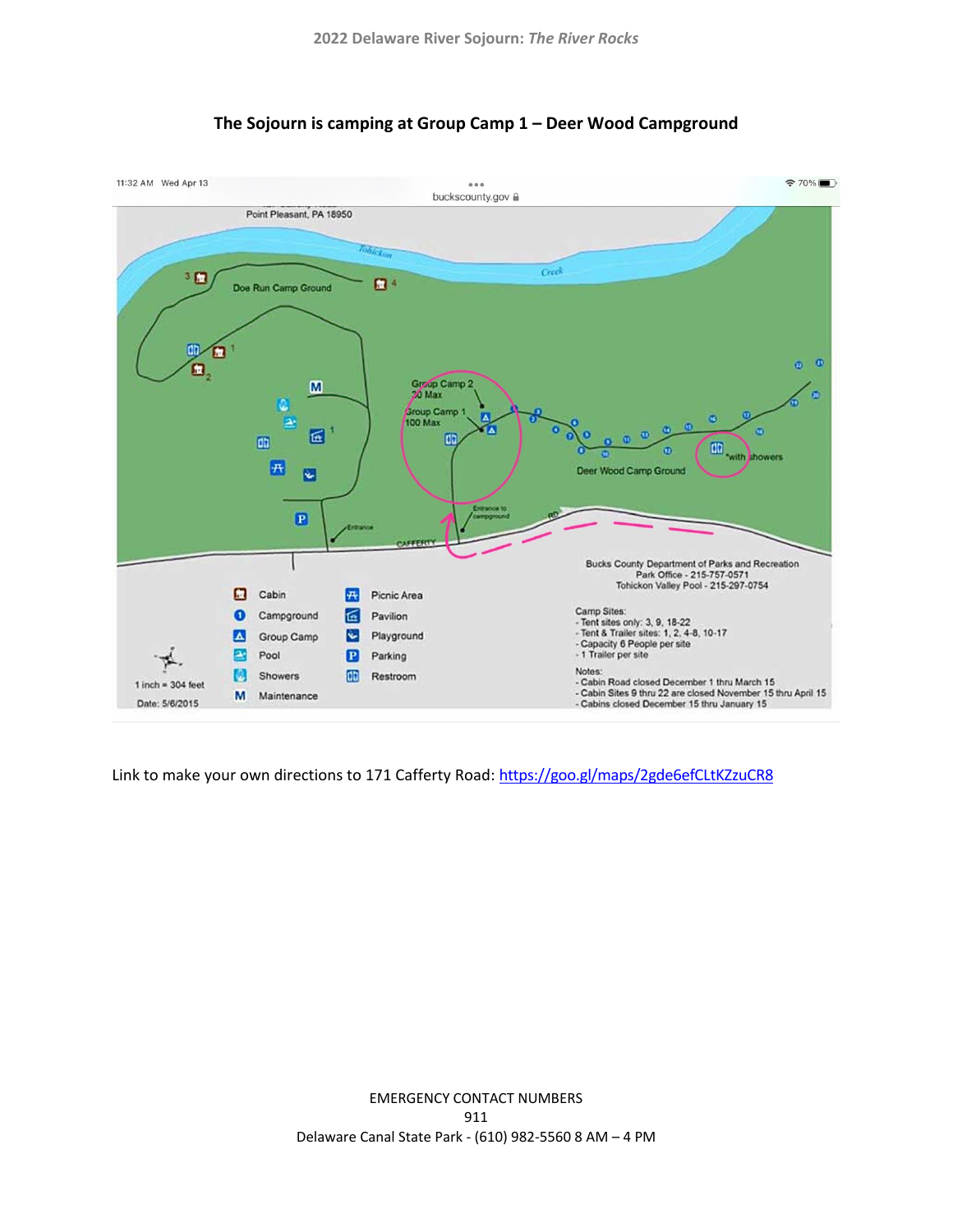### The Sojourn is camping at Group Camp 1 – Deer Wood Campground

Point Pleasant, PA 18950

Tohickon Creek

Doe Run Camp Ground

Group Camp 2
70 Max

Group Camp 1
100 Max

*with showers

Deer Wood Camp Ground

Entrance to campground

Entrance

CAFFERTY RD

Cabin
Campground
Group Camp
Pool
Showers
Maintenance
Picnic Area
Pavilion
Playground
Parking
Restroom

1 inch = 304 feet

Date: 5/6/2015

Bucks County Department of Parks and Recreation
Park Office - 215-757-0571
Tohickon Valley Pool - 215-297-0754

Camp Sites:
- Tent sites only: 3, 9, 18-22
- Tent & Trailer sites: 1, 2, 4-8, 10-17
- Capacity 6 People per site
- 1 Trailer per site

Notes:
- Cabin Road closed December 1 thru March 15
- Cabin Sites 9 thru 22 are closed November 15 thru April 15
- Cabins closed December 15 thru January 15

Link to make your own directions to 171 Cafferty Road: https://goo.gl/maps/2gde6efCLtKZzuCR8

EMERGENCY CONTACT NUMBERS
911
Delaware Canal State Park - (610) 982-5560 8 AM – 4 PM